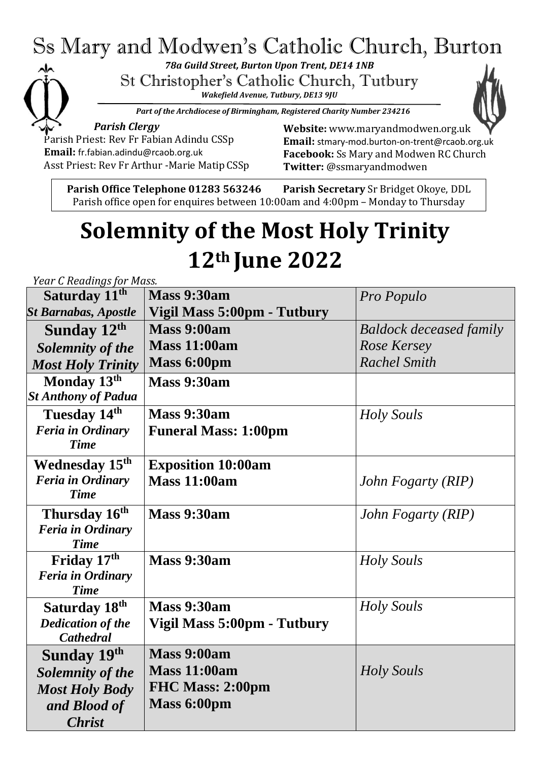# Ss Mary and Modwen's Catholic Church, Burton

***78a Guild Street, Burton Upon Trent, DE14 1NB***

St Christopher's Catholic Church, Tutbury

***Wakefield Avenue, Tutbury, DE13 9JU***

***Part of the Archdiocese of Birmingham, Registered Charity Number 234216***

***Parish Clergy***

Parish Priest: Rev Fr Fabian Adindu CSSp

**Email:** fr.fabian.adindu@rcaob.org.uk

Asst Priest: Rev Fr Arthur -Marie Matip CSSp

**Website:** www.maryandmodwen.org.uk

**Email:** stmary-mod.burton-on-trent@rcaob.org.uk

**Facebook:** Ss Mary and Modwen RC Church

**Twitter:** @ssmaryandmodwen

**Parish Office Telephone 01283 563246** **Parish Secretary** Sr Bridget Okoye, DDL

Parish office open for enquires between 10:00am and 4:00pm – Monday to Thursday

# Solemnity of the Most Holy Trinity 12th June 2022

*Year C Readings for Mass.*

| | | |
|---|---|---|
| **Saturday 11th** *St Barnabas, Apostle* | **Mass 9:30am** **Vigil Mass 5:00pm - Tutbury** | *Pro Populo* |
| **Sunday 12th** ***Solemnity of the Most Holy Trinity*** | **Mass 9:00am** **Mass 11:00am** **Mass 6:00pm** | *Baldock deceased family* *Rose Kersey* *Rachel Smith* |
| **Monday 13th** *St Anthony of Padua* | **Mass 9:30am** | |
| **Tuesday 14th** *Feria in Ordinary Time* | **Mass 9:30am** **Funeral Mass: 1:00pm** | *Holy Souls* |
| **Wednesday 15th** *Feria in Ordinary Time* | **Exposition 10:00am** **Mass 11:00am** | *John Fogarty (RIP)* |
| **Thursday 16th** *Feria in Ordinary Time* | **Mass 9:30am** | *John Fogarty (RIP)* |
| **Friday 17th** *Feria in Ordinary Time* | **Mass 9:30am** | *Holy Souls* |
| **Saturday 18th** *Dedication of the Cathedral* | **Mass 9:30am** **Vigil Mass 5:00pm - Tutbury** | *Holy Souls* |
| **Sunday 19th** ***Solemnity of the Most Holy Body and Blood of Christ*** | **Mass 9:00am** **Mass 11:00am** **FHC Mass: 2:00pm** **Mass 6:00pm** | *Holy Souls* |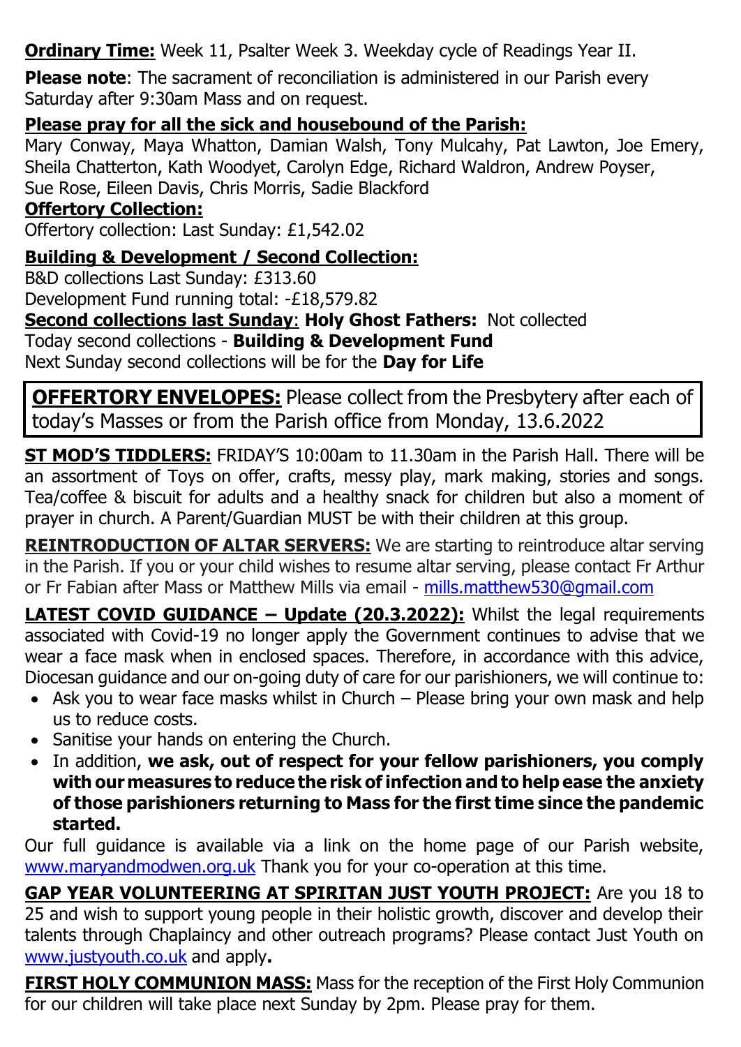**Ordinary Time:** Week 11, Psalter Week 3. Weekday cycle of Readings Year II.

**Please note**: The sacrament of reconciliation is administered in our Parish every Saturday after 9:30am Mass and on request.

**Please pray for all the sick and housebound of the Parish:**
Mary Conway, Maya Whatton, Damian Walsh, Tony Mulcahy, Pat Lawton, Joe Emery, Sheila Chatterton, Kath Woodyet, Carolyn Edge, Richard Waldron, Andrew Poyser, Sue Rose, Eileen Davis, Chris Morris, Sadie Blackford

**Offertory Collection:**
Offertory collection: Last Sunday: £1,542.02

**Building & Development / Second Collection:**
B&D collections Last Sunday: £313.60
Development Fund running total: -£18,579.82
**Second collections last Sunday**: **Holy Ghost Fathers:** Not collected
Today second collections - **Building & Development Fund**
Next Sunday second collections will be for the **Day for Life**

**OFFERTORY ENVELOPES:** Please collect from the Presbytery after each of today's Masses or from the Parish office from Monday, 13.6.2022

**ST MOD'S TIDDLERS:** FRIDAY'S 10:00am to 11.30am in the Parish Hall. There will be an assortment of Toys on offer, crafts, messy play, mark making, stories and songs. Tea/coffee & biscuit for adults and a healthy snack for children but also a moment of prayer in church. A Parent/Guardian MUST be with their children at this group.

**REINTRODUCTION OF ALTAR SERVERS:** We are starting to reintroduce altar serving in the Parish. If you or your child wishes to resume altar serving, please contact Fr Arthur or Fr Fabian after Mass or Matthew Mills via email - mills.matthew530@gmail.com

**LATEST COVID GUIDANCE – Update (20.3.2022):** Whilst the legal requirements associated with Covid-19 no longer apply the Government continues to advise that we wear a face mask when in enclosed spaces. Therefore, in accordance with this advice, Diocesan guidance and our on-going duty of care for our parishioners, we will continue to:

- Ask you to wear face masks whilst in Church – Please bring your own mask and help us to reduce costs.
- Sanitise your hands on entering the Church.
- In addition, **we ask, out of respect for your fellow parishioners, you comply with our measures to reduce the risk of infection and to help ease the anxiety of those parishioners returning to Mass for the first time since the pandemic started.**

Our full guidance is available via a link on the home page of our Parish website, www.maryandmodwen.org.uk Thank you for your co-operation at this time.

**GAP YEAR VOLUNTEERING AT SPIRITAN JUST YOUTH PROJECT:** Are you 18 to 25 and wish to support young people in their holistic growth, discover and develop their talents through Chaplaincy and other outreach programs? Please contact Just Youth on www.justyouth.co.uk and apply**.**

**FIRST HOLY COMMUNION MASS:** Mass for the reception of the First Holy Communion for our children will take place next Sunday by 2pm. Please pray for them.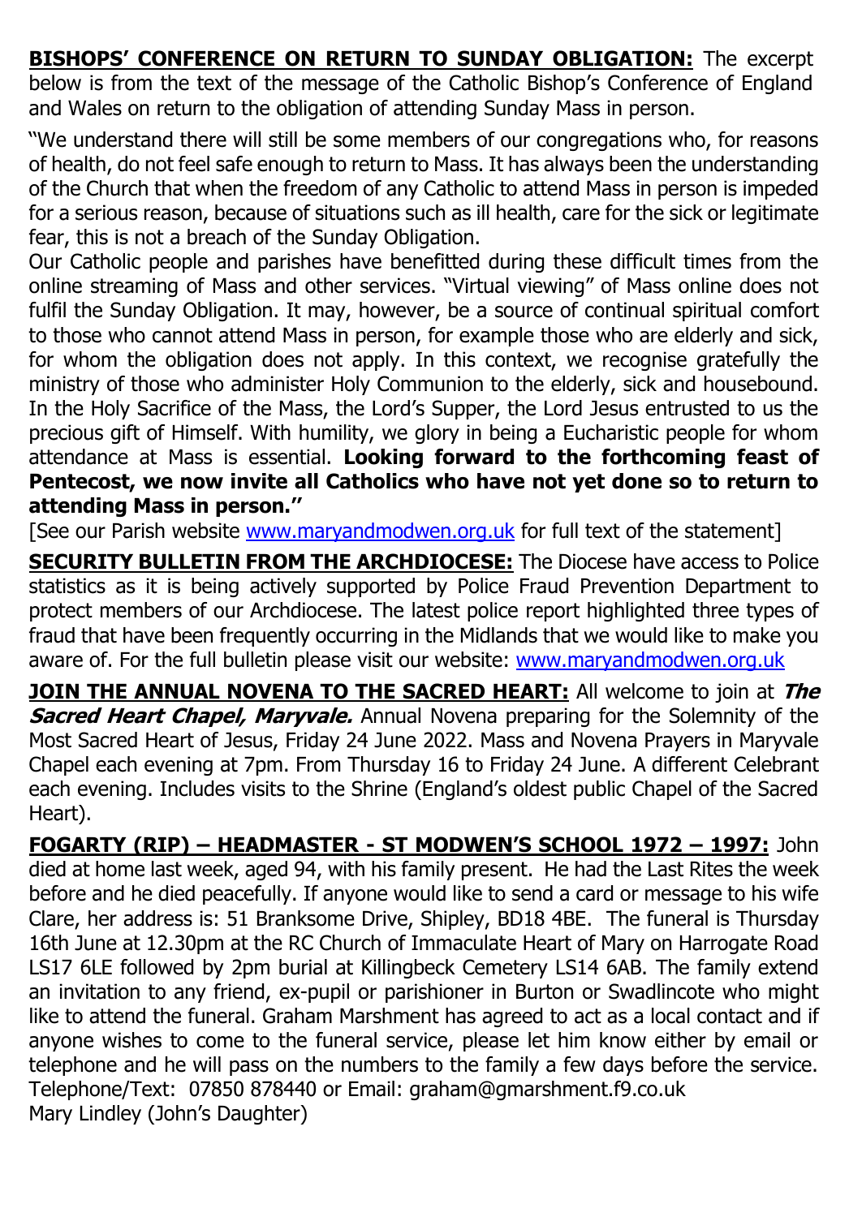**BISHOPS' CONFERENCE ON RETURN TO SUNDAY OBLIGATION:** The excerpt below is from the text of the message of the Catholic Bishop's Conference of England and Wales on return to the obligation of attending Sunday Mass in person.

"We understand there will still be some members of our congregations who, for reasons of health, do not feel safe enough to return to Mass. It has always been the understanding of the Church that when the freedom of any Catholic to attend Mass in person is impeded for a serious reason, because of situations such as ill health, care for the sick or legitimate fear, this is not a breach of the Sunday Obligation.

Our Catholic people and parishes have benefitted during these difficult times from the online streaming of Mass and other services. "Virtual viewing" of Mass online does not fulfil the Sunday Obligation. It may, however, be a source of continual spiritual comfort to those who cannot attend Mass in person, for example those who are elderly and sick, for whom the obligation does not apply. In this context, we recognise gratefully the ministry of those who administer Holy Communion to the elderly, sick and housebound. In the Holy Sacrifice of the Mass, the Lord's Supper, the Lord Jesus entrusted to us the precious gift of Himself. With humility, we glory in being a Eucharistic people for whom attendance at Mass is essential. **Looking forward to the forthcoming feast of Pentecost, we now invite all Catholics who have not yet done so to return to attending Mass in person."**

[See our Parish website www.maryandmodwen.org.uk for full text of the statement]

**SECURITY BULLETIN FROM THE ARCHDIOCESE:** The Diocese have access to Police statistics as it is being actively supported by Police Fraud Prevention Department to protect members of our Archdiocese. The latest police report highlighted three types of fraud that have been frequently occurring in the Midlands that we would like to make you aware of. For the full bulletin please visit our website: www.maryandmodwen.org.uk

**JOIN THE ANNUAL NOVENA TO THE SACRED HEART:** All welcome to join at ***The Sacred Heart Chapel, Maryvale.*** Annual Novena preparing for the Solemnity of the Most Sacred Heart of Jesus, Friday 24 June 2022. Mass and Novena Prayers in Maryvale Chapel each evening at 7pm. From Thursday 16 to Friday 24 June. A different Celebrant each evening. Includes visits to the Shrine (England's oldest public Chapel of the Sacred Heart).

**FOGARTY (RIP) – HEADMASTER - ST MODWEN'S SCHOOL 1972 – 1997:** John died at home last week, aged 94, with his family present. He had the Last Rites the week before and he died peacefully. If anyone would like to send a card or message to his wife Clare, her address is: 51 Branksome Drive, Shipley, BD18 4BE. The funeral is Thursday 16th June at 12.30pm at the RC Church of Immaculate Heart of Mary on Harrogate Road LS17 6LE followed by 2pm burial at Killingbeck Cemetery LS14 6AB. The family extend an invitation to any friend, ex-pupil or parishioner in Burton or Swadlincote who might like to attend the funeral. Graham Marshment has agreed to act as a local contact and if anyone wishes to come to the funeral service, please let him know either by email or telephone and he will pass on the numbers to the family a few days before the service. Telephone/Text: 07850 878440 or Email: graham@gmarshment.f9.co.uk
Mary Lindley (John's Daughter)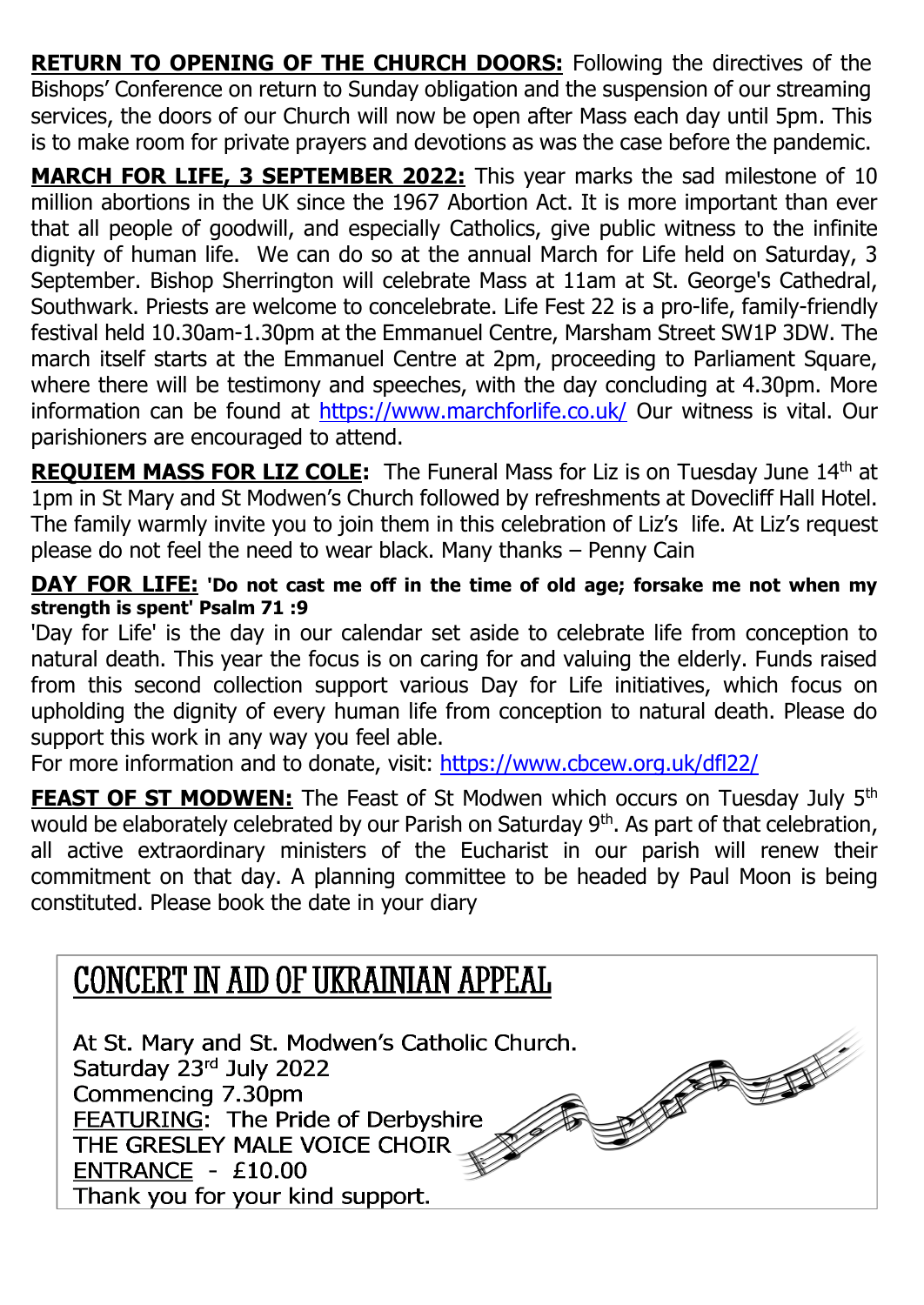**RETURN TO OPENING OF THE CHURCH DOORS:** Following the directives of the Bishops' Conference on return to Sunday obligation and the suspension of our streaming services, the doors of our Church will now be open after Mass each day until 5pm. This is to make room for private prayers and devotions as was the case before the pandemic.

**MARCH FOR LIFE, 3 SEPTEMBER 2022:** This year marks the sad milestone of 10 million abortions in the UK since the 1967 Abortion Act. It is more important than ever that all people of goodwill, and especially Catholics, give public witness to the infinite dignity of human life. We can do so at the annual March for Life held on Saturday, 3 September. Bishop Sherrington will celebrate Mass at 11am at St. George's Cathedral, Southwark. Priests are welcome to concelebrate. Life Fest 22 is a pro-life, family-friendly festival held 10.30am-1.30pm at the Emmanuel Centre, Marsham Street SW1P 3DW. The march itself starts at the Emmanuel Centre at 2pm, proceeding to Parliament Square, where there will be testimony and speeches, with the day concluding at 4.30pm. More information can be found at https://www.marchforlife.co.uk/ Our witness is vital. Our parishioners are encouraged to attend.

**REQUIEM MASS FOR LIZ COLE:** The Funeral Mass for Liz is on Tuesday June 14th at 1pm in St Mary and St Modwen's Church followed by refreshments at Dovecliff Hall Hotel. The family warmly invite you to join them in this celebration of Liz's life. At Liz's request please do not feel the need to wear black. Many thanks – Penny Cain

**DAY FOR LIFE: 'Do not cast me off in the time of old age; forsake me not when my strength is spent' Psalm 71 :9**

'Day for Life' is the day in our calendar set aside to celebrate life from conception to natural death. This year the focus is on caring for and valuing the elderly. Funds raised from this second collection support various Day for Life initiatives, which focus on upholding the dignity of every human life from conception to natural death. Please do support this work in any way you feel able.
For more information and to donate, visit: https://www.cbcew.org.uk/dfl22/

**FEAST OF ST MODWEN:** The Feast of St Modwen which occurs on Tuesday July 5th would be elaborately celebrated by our Parish on Saturday 9th. As part of that celebration, all active extraordinary ministers of the Eucharist in our parish will renew their commitment on that day. A planning committee to be headed by Paul Moon is being constituted. Please book the date in your diary

## CONCERT IN AID OF UKRAINIAN APPEAL

At St. Mary and St. Modwen's Catholic Church.
Saturday 23rd July 2022
Commencing 7.30pm
FEATURING: The Pride of Derbyshire
THE GRESLEY MALE VOICE CHOIR
ENTRANCE - £10.00
Thank you for your kind support.